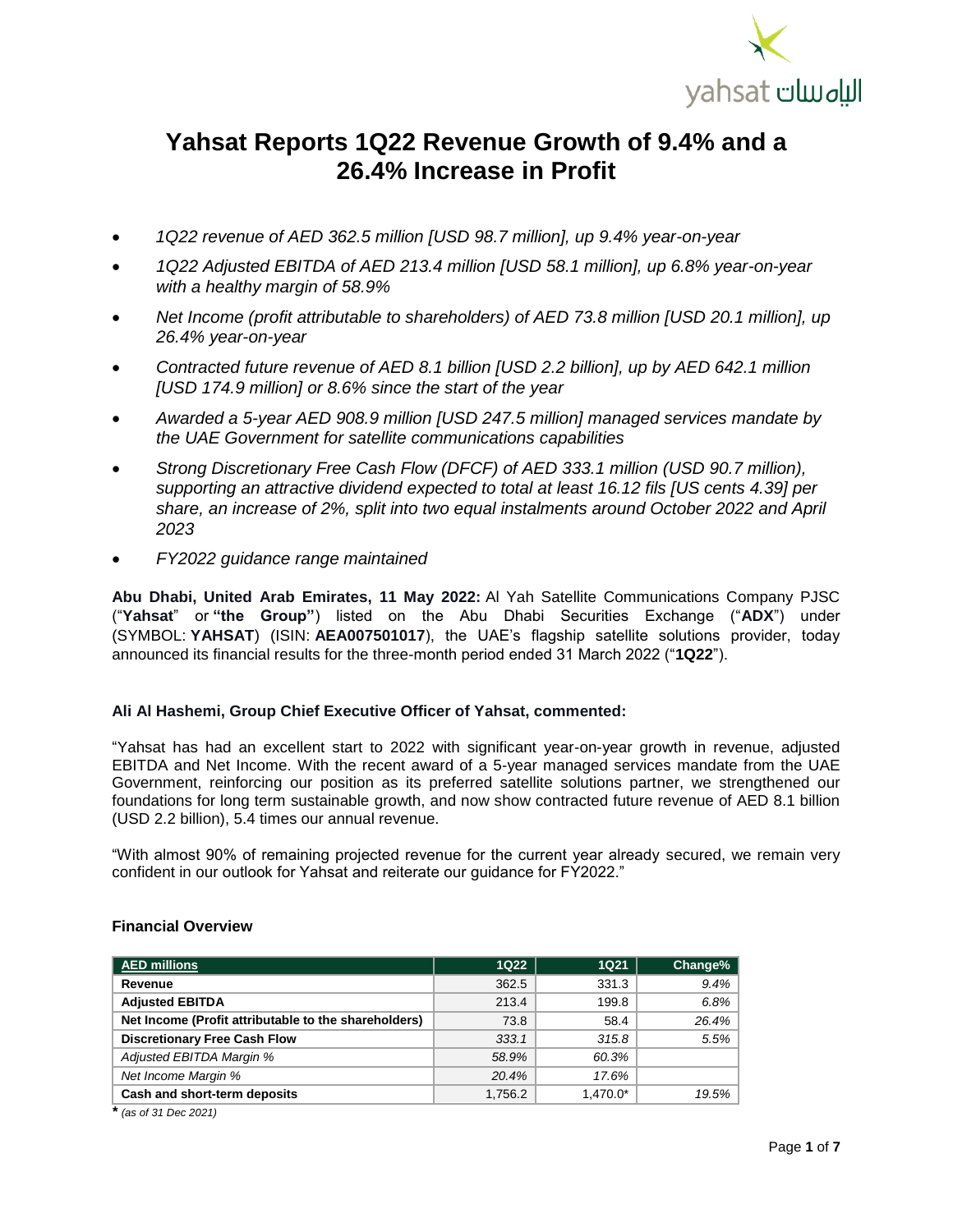# Yahsat Reports 1Q22 Revenue Growth of 9.4% and a 26.4% Increase in Profit

- *1Q22 revenue of AED 362.5 million [USD 98.7 million], up 9.4% year-on-year*
- *1Q22 Adjusted EBITDA of AED 213.4 million [USD 58.1 million], up 6.8% year-on-year with a healthy margin of 58.9%*
- *Net Income (profit attributable to shareholders) of AED 73.8 million [USD 20.1 million], up 26.4% year-on-year*
- *Contracted future revenue of AED 8.1 billion [USD 2.2 billion], up by AED 642.1 million [USD 174.9 million] or 8.6% since the start of the year*
- *Awarded a 5-year AED 908.9 million [USD 247.5 million] managed services mandate by the UAE Government for satellite communications capabilities*
- *Strong Discretionary Free Cash Flow (DFCF) of AED 333.1 million (USD 90.7 million), supporting an attractive dividend expected to total at least 16.12 fils [US cents 4.39] per share, an increase of 2%, split into two equal instalments around October 2022 and April 2023*
- *FY2022 guidance range maintained*

**Abu Dhabi, United Arab Emirates, 11 May 2022:** Al Yah Satellite Communications Company PJSC ("**Yahsat**" or **"the Group"**) listed on the Abu Dhabi Securities Exchange ("**ADX**") under (SYMBOL: **YAHSAT**) (ISIN: **AEA007501017**), the UAE's flagship satellite solutions provider, today announced its financial results for the three-month period ended 31 March 2022 ("**1Q22**").

**Ali Al Hashemi, Group Chief Executive Officer of Yahsat, commented:**

"Yahsat has had an excellent start to 2022 with significant year-on-year growth in revenue, adjusted EBITDA and Net Income. With the recent award of a 5-year managed services mandate from the UAE Government, reinforcing our position as its preferred satellite solutions partner, we strengthened our foundations for long term sustainable growth, and now show contracted future revenue of AED 8.1 billion (USD 2.2 billion), 5.4 times our annual revenue.

"With almost 90% of remaining projected revenue for the current year already secured, we remain very confident in our outlook for Yahsat and reiterate our guidance for FY2022."

**Financial Overview**

| AED millions | 1Q22 | 1Q21 | Change% |
|---|---|---|---|
| **Revenue** | 362.5 | 331.3 | *9.4%* |
| **Adjusted EBITDA** | 213.4 | 199.8 | *6.8%* |
| **Net Income (Profit attributable to the shareholders)** | 73.8 | 58.4 | *26.4%* |
| **Discretionary Free Cash Flow** | *333.1* | *315.8* | 5.5% |
| *Adjusted EBITDA Margin %* | *58.9%* | *60.3%* | |
| *Net Income Margin %* | *20.4%* | *17.6%* | |
| **Cash and short-term deposits** | 1,756.2 | 1,470.0* | *19.5%* |

**\*** *(as of 31 Dec 2021)*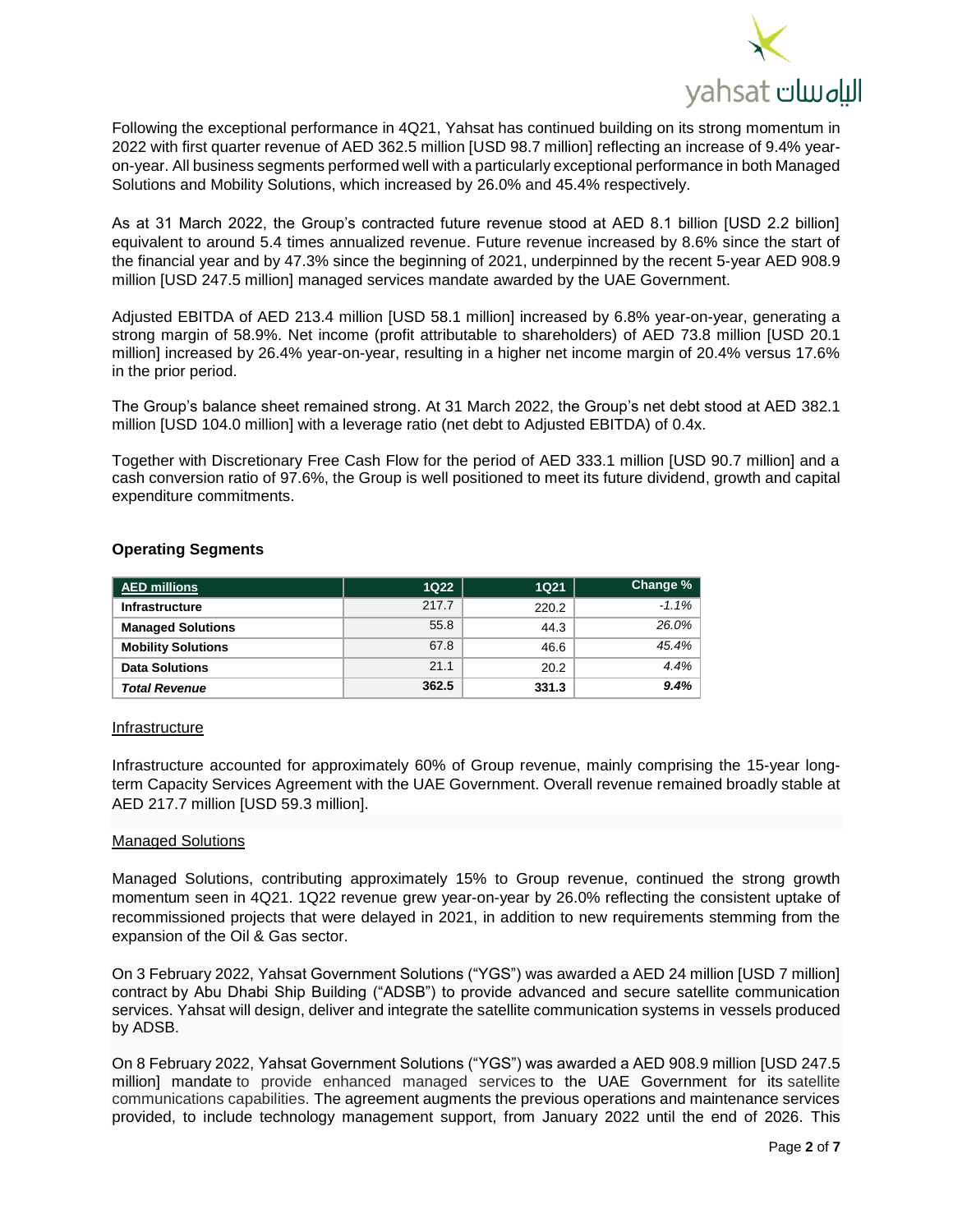Following the exceptional performance in 4Q21, Yahsat has continued building on its strong momentum in 2022 with first quarter revenue of AED 362.5 million [USD 98.7 million] reflecting an increase of 9.4% year-on-year. All business segments performed well with a particularly exceptional performance in both Managed Solutions and Mobility Solutions, which increased by 26.0% and 45.4% respectively.

As at 31 March 2022, the Group's contracted future revenue stood at AED 8.1 billion [USD 2.2 billion] equivalent to around 5.4 times annualized revenue. Future revenue increased by 8.6% since the start of the financial year and by 47.3% since the beginning of 2021, underpinned by the recent 5-year AED 908.9 million [USD 247.5 million] managed services mandate awarded by the UAE Government.

Adjusted EBITDA of AED 213.4 million [USD 58.1 million] increased by 6.8% year-on-year, generating a strong margin of 58.9%. Net income (profit attributable to shareholders) of AED 73.8 million [USD 20.1 million] increased by 26.4% year-on-year, resulting in a higher net income margin of 20.4% versus 17.6% in the prior period.

The Group's balance sheet remained strong. At 31 March 2022, the Group's net debt stood at AED 382.1 million [USD 104.0 million] with a leverage ratio (net debt to Adjusted EBITDA) of 0.4x.

Together with Discretionary Free Cash Flow for the period of AED 333.1 million [USD 90.7 million] and a cash conversion ratio of 97.6%, the Group is well positioned to meet its future dividend, growth and capital expenditure commitments.

**Operating Segments**

| AED millions | 1Q22 | 1Q21 | Change % |
|---|---|---|---|
| **Infrastructure** | 217.7 | 220.2 | *-1.1%* |
| **Managed Solutions** | 55.8 | 44.3 | *26.0%* |
| **Mobility Solutions** | 67.8 | 46.6 | *45.4%* |
| **Data Solutions** | 21.1 | 20.2 | *4.4%* |
| ***Total Revenue*** | **362.5** | **331.3** | ***9.4%*** |

Infrastructure

Infrastructure accounted for approximately 60% of Group revenue, mainly comprising the 15-year long-term Capacity Services Agreement with the UAE Government. Overall revenue remained broadly stable at AED 217.7 million [USD 59.3 million].

Managed Solutions

Managed Solutions, contributing approximately 15% to Group revenue, continued the strong growth momentum seen in 4Q21. 1Q22 revenue grew year-on-year by 26.0% reflecting the consistent uptake of recommissioned projects that were delayed in 2021, in addition to new requirements stemming from the expansion of the Oil & Gas sector.

On 3 February 2022, Yahsat Government Solutions ("YGS") was awarded a AED 24 million [USD 7 million] contract by Abu Dhabi Ship Building ("ADSB") to provide advanced and secure satellite communication services. Yahsat will design, deliver and integrate the satellite communication systems in vessels produced by ADSB.

On 8 February 2022, Yahsat Government Solutions ("YGS") was awarded a AED 908.9 million [USD 247.5 million] mandate to provide enhanced managed services to the UAE Government for its satellite communications capabilities. The agreement augments the previous operations and maintenance services provided, to include technology management support, from January 2022 until the end of 2026. This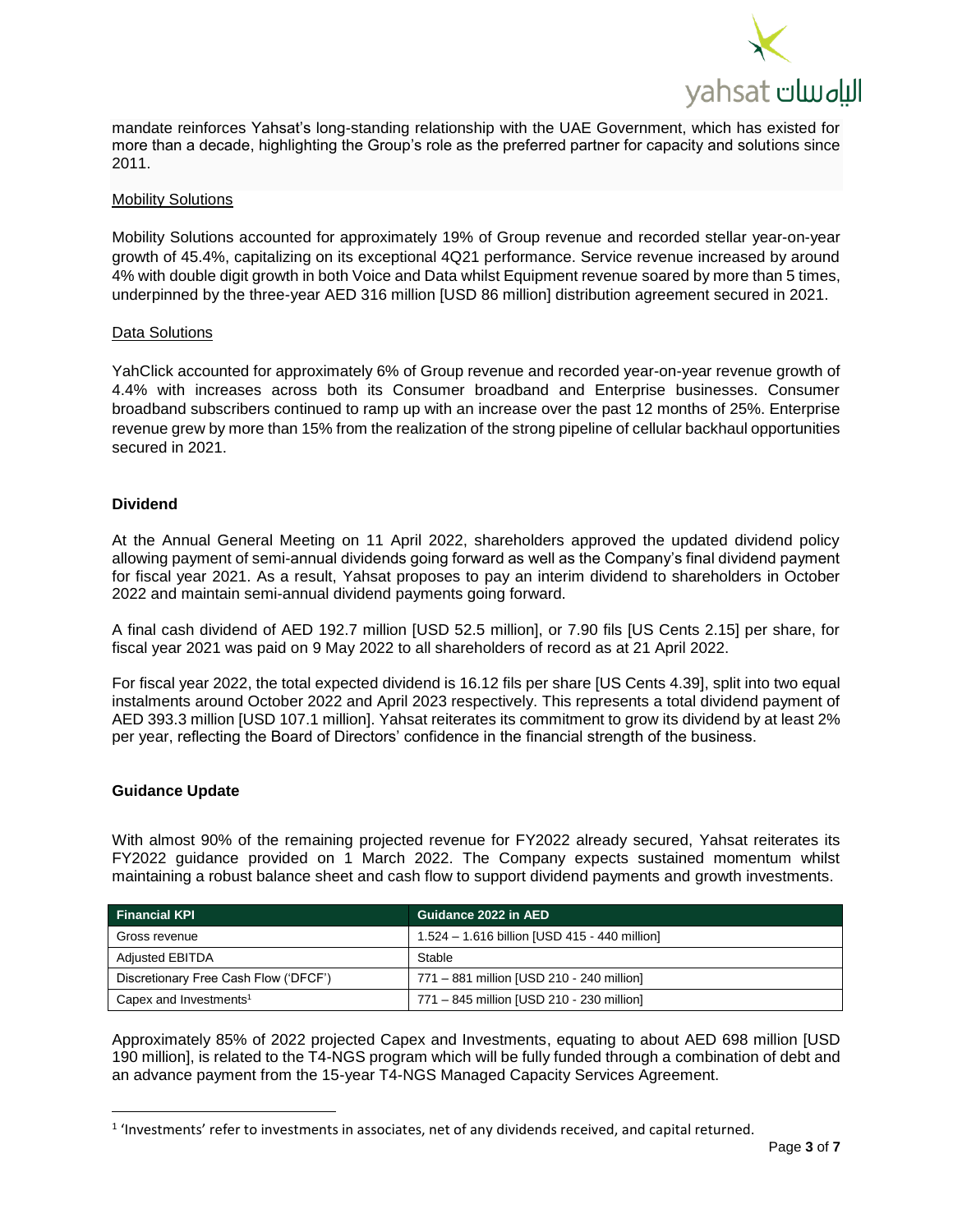mandate reinforces Yahsat's long-standing relationship with the UAE Government, which has existed for more than a decade, highlighting the Group's role as the preferred partner for capacity and solutions since 2011.

Mobility Solutions

Mobility Solutions accounted for approximately 19% of Group revenue and recorded stellar year-on-year growth of 45.4%, capitalizing on its exceptional 4Q21 performance. Service revenue increased by around 4% with double digit growth in both Voice and Data whilst Equipment revenue soared by more than 5 times, underpinned by the three-year AED 316 million [USD 86 million] distribution agreement secured in 2021.

Data Solutions

YahClick accounted for approximately 6% of Group revenue and recorded year-on-year revenue growth of 4.4% with increases across both its Consumer broadband and Enterprise businesses. Consumer broadband subscribers continued to ramp up with an increase over the past 12 months of 25%. Enterprise revenue grew by more than 15% from the realization of the strong pipeline of cellular backhaul opportunities secured in 2021.

**Dividend**

At the Annual General Meeting on 11 April 2022, shareholders approved the updated dividend policy allowing payment of semi-annual dividends going forward as well as the Company's final dividend payment for fiscal year 2021. As a result, Yahsat proposes to pay an interim dividend to shareholders in October 2022 and maintain semi-annual dividend payments going forward.

A final cash dividend of AED 192.7 million [USD 52.5 million], or 7.90 fils [US Cents 2.15] per share, for fiscal year 2021 was paid on 9 May 2022 to all shareholders of record as at 21 April 2022.

For fiscal year 2022, the total expected dividend is 16.12 fils per share [US Cents 4.39], split into two equal instalments around October 2022 and April 2023 respectively. This represents a total dividend payment of AED 393.3 million [USD 107.1 million]. Yahsat reiterates its commitment to grow its dividend by at least 2% per year, reflecting the Board of Directors' confidence in the financial strength of the business.

**Guidance Update**

With almost 90% of the remaining projected revenue for FY2022 already secured, Yahsat reiterates its FY2022 guidance provided on 1 March 2022. The Company expects sustained momentum whilst maintaining a robust balance sheet and cash flow to support dividend payments and growth investments.

| Financial KPI | Guidance 2022 in AED |
|---|---|
| Gross revenue | 1.524 – 1.616 billion [USD 415 - 440 million] |
| Adjusted EBITDA | Stable |
| Discretionary Free Cash Flow ('DFCF') | 771 – 881 million [USD 210 - 240 million] |
| Capex and Investments[1] | 771 – 845 million [USD 210 - 230 million] |

Approximately 85% of 2022 projected Capex and Investments, equating to about AED 698 million [USD 190 million], is related to the T4-NGS program which will be fully funded through a combination of debt and an advance payment from the 15-year T4-NGS Managed Capacity Services Agreement.

[1] 'Investments' refer to investments in associates, net of any dividends received, and capital returned.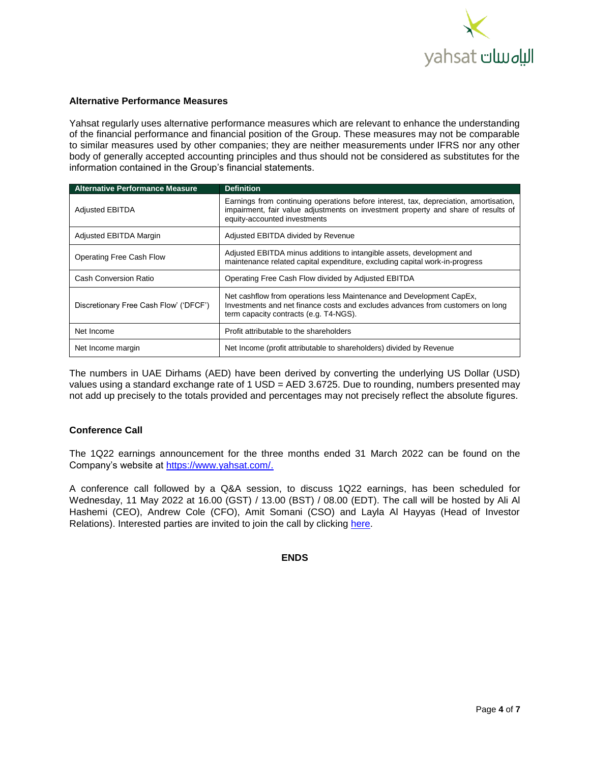### Alternative Performance Measures

Yahsat regularly uses alternative performance measures which are relevant to enhance the understanding of the financial performance and financial position of the Group. These measures may not be comparable to similar measures used by other companies; they are neither measurements under IFRS nor any other body of generally accepted accounting principles and thus should not be considered as substitutes for the information contained in the Group's financial statements.

| Alternative Performance Measure | Definition |
|---|---|
| Adjusted EBITDA | Earnings from continuing operations before interest, tax, depreciation, amortisation, impairment, fair value adjustments on investment property and share of results of equity-accounted investments |
| Adjusted EBITDA Margin | Adjusted EBITDA divided by Revenue |
| Operating Free Cash Flow | Adjusted EBITDA minus additions to intangible assets, development and maintenance related capital expenditure, excluding capital work-in-progress |
| Cash Conversion Ratio | Operating Free Cash Flow divided by Adjusted EBITDA |
| Discretionary Free Cash Flow' ('DFCF') | Net cashflow from operations less Maintenance and Development CapEx, Investments and net finance costs and excludes advances from customers on long term capacity contracts (e.g. T4-NGS). |
| Net Income | Profit attributable to the shareholders |
| Net Income margin | Net Income (profit attributable to shareholders) divided by Revenue |

The numbers in UAE Dirhams (AED) have been derived by converting the underlying US Dollar (USD) values using a standard exchange rate of 1 USD = AED 3.6725. Due to rounding, numbers presented may not add up precisely to the totals provided and percentages may not precisely reflect the absolute figures.

### Conference Call

The 1Q22 earnings announcement for the three months ended 31 March 2022 can be found on the Company's website at [https://www.yahsat.com/.](https://www.yahsat.com/)

A conference call followed by a Q&A session, to discuss 1Q22 earnings, has been scheduled for Wednesday, 11 May 2022 at 16.00 (GST) / 13.00 (BST) / 08.00 (EDT). The call will be hosted by Ali Al Hashemi (CEO), Andrew Cole (CFO), Amit Somani (CSO) and Layla Al Hayyas (Head of Investor Relations). Interested parties are invited to join the call by clicking here.

**ENDS**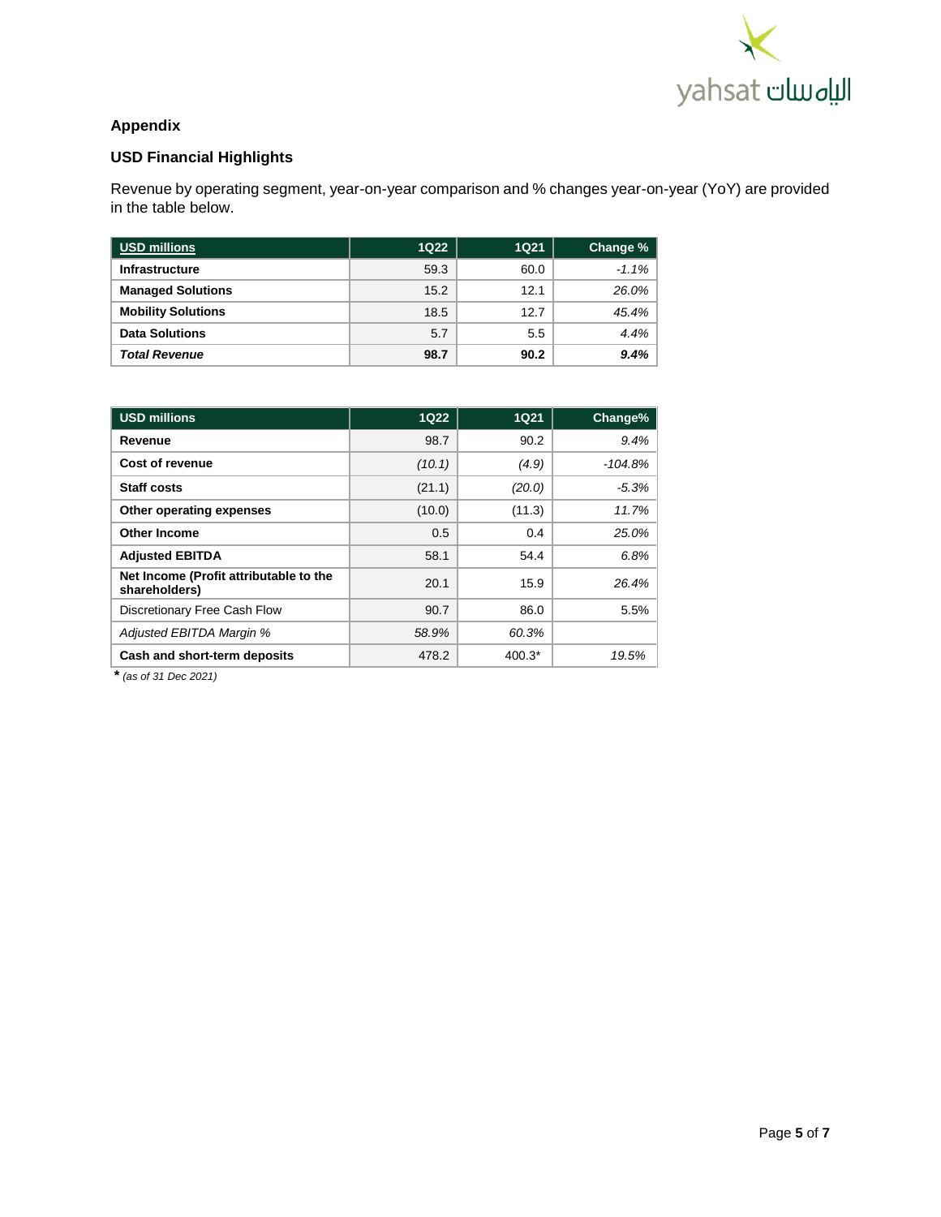## Appendix

### USD Financial Highlights

Revenue by operating segment, year-on-year comparison and % changes year-on-year (YoY) are provided in the table below.

| USD millions | 1Q22 | 1Q21 | Change % |
|---|---|---|---|
| **Infrastructure** | 59.3 | 60.0 | *-1.1%* |
| **Managed Solutions** | 15.2 | 12.1 | *26.0%* |
| **Mobility Solutions** | 18.5 | 12.7 | *45.4%* |
| **Data Solutions** | 5.7 | 5.5 | *4.4%* |
| ***Total Revenue*** | **98.7** | **90.2** | ***9.4%*** |

| USD millions | 1Q22 | 1Q21 | Change% |
|---|---|---|---|
| **Revenue** | 98.7 | 90.2 | *9.4%* |
| **Cost of revenue** | *(10.1)* | *(4.9)* | *-104.8%* |
| **Staff costs** | (21.1) | *(20.0)* | *-5.3%* |
| **Other operating expenses** | (10.0) | (11.3) | *11.7%* |
| **Other Income** | 0.5 | 0.4 | *25.0%* |
| **Adjusted EBITDA** | 58.1 | 54.4 | *6.8%* |
| **Net Income (Profit attributable to the shareholders)** | 20.1 | 15.9 | *26.4%* |
| Discretionary Free Cash Flow | 90.7 | 86.0 | 5.5% |
| *Adjusted EBITDA Margin %* | *58.9%* | *60.3%* | |
| **Cash and short-term deposits** | 478.2 | 400.3* | *19.5%* |

*\* (as of 31 Dec 2021)*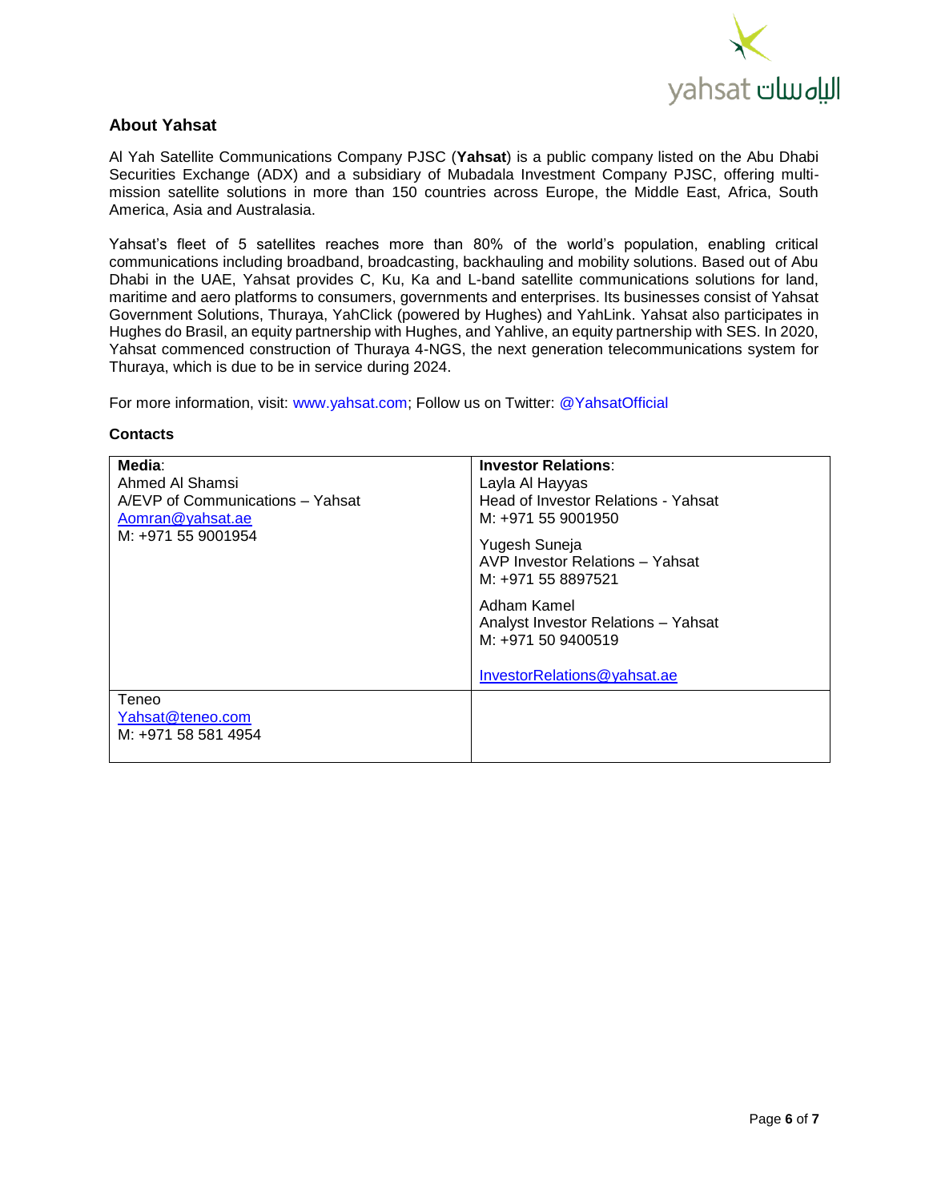## About Yahsat

Al Yah Satellite Communications Company PJSC (**Yahsat**) is a public company listed on the Abu Dhabi Securities Exchange (ADX) and a subsidiary of Mubadala Investment Company PJSC, offering multi-mission satellite solutions in more than 150 countries across Europe, the Middle East, Africa, South America, Asia and Australasia.

Yahsat's fleet of 5 satellites reaches more than 80% of the world's population, enabling critical communications including broadband, broadcasting, backhauling and mobility solutions. Based out of Abu Dhabi in the UAE, Yahsat provides C, Ku, Ka and L-band satellite communications solutions for land, maritime and aero platforms to consumers, governments and enterprises. Its businesses consist of Yahsat Government Solutions, Thuraya, YahClick (powered by Hughes) and YahLink. Yahsat also participates in Hughes do Brasil, an equity partnership with Hughes, and Yahlive, an equity partnership with SES. In 2020, Yahsat commenced construction of Thuraya 4-NGS, the next generation telecommunications system for Thuraya, which is due to be in service during 2024.

For more information, visit: www.yahsat.com; Follow us on Twitter: @YahsatOfficial

### Contacts

| **Media**: | **Investor Relations**: |
| --- | --- |
| Ahmed Al Shamsi<br>A/EVP of Communications – Yahsat<br>Aomran@yahsat.ae<br>M: +971 55 9001954 | Layla Al Hayyas<br>Head of Investor Relations - Yahsat<br>M: +971 55 9001950<br><br>Yugesh Suneja<br>AVP Investor Relations – Yahsat<br>M: +971 55 8897521<br><br>Adham Kamel<br>Analyst Investor Relations – Yahsat<br>M: +971 50 9400519<br><br>InvestorRelations@yahsat.ae |
| Teneo<br>Yahsat@teneo.com<br>M: +971 58 581 4954 | |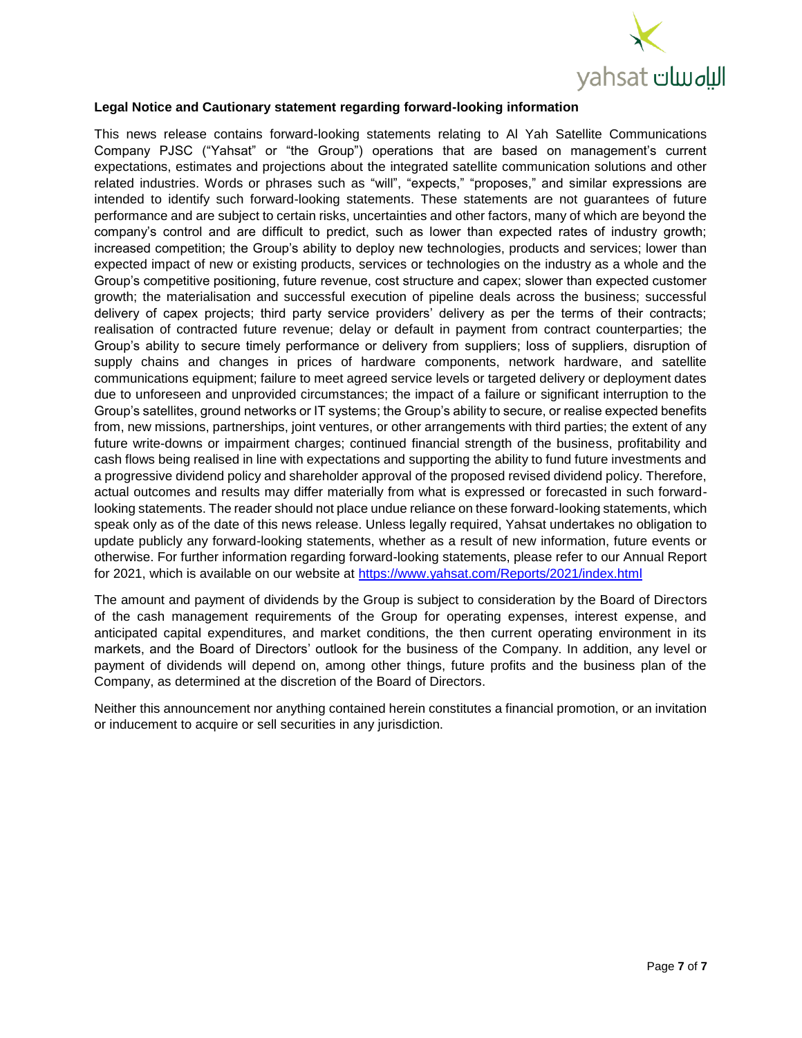**Legal Notice and Cautionary statement regarding forward-looking information**

This news release contains forward-looking statements relating to Al Yah Satellite Communications Company PJSC ("Yahsat" or "the Group") operations that are based on management's current expectations, estimates and projections about the integrated satellite communication solutions and other related industries. Words or phrases such as "will", "expects," "proposes," and similar expressions are intended to identify such forward-looking statements. These statements are not guarantees of future performance and are subject to certain risks, uncertainties and other factors, many of which are beyond the company's control and are difficult to predict, such as lower than expected rates of industry growth; increased competition; the Group's ability to deploy new technologies, products and services; lower than expected impact of new or existing products, services or technologies on the industry as a whole and the Group's competitive positioning, future revenue, cost structure and capex; slower than expected customer growth; the materialisation and successful execution of pipeline deals across the business; successful delivery of capex projects; third party service providers' delivery as per the terms of their contracts; realisation of contracted future revenue; delay or default in payment from contract counterparties; the Group's ability to secure timely performance or delivery from suppliers; loss of suppliers, disruption of supply chains and changes in prices of hardware components, network hardware, and satellite communications equipment; failure to meet agreed service levels or targeted delivery or deployment dates due to unforeseen and unprovided circumstances; the impact of a failure or significant interruption to the Group's satellites, ground networks or IT systems; the Group's ability to secure, or realise expected benefits from, new missions, partnerships, joint ventures, or other arrangements with third parties; the extent of any future write-downs or impairment charges; continued financial strength of the business, profitability and cash flows being realised in line with expectations and supporting the ability to fund future investments and a progressive dividend policy and shareholder approval of the proposed revised dividend policy. Therefore, actual outcomes and results may differ materially from what is expressed or forecasted in such forward-looking statements. The reader should not place undue reliance on these forward-looking statements, which speak only as of the date of this news release. Unless legally required, Yahsat undertakes no obligation to update publicly any forward-looking statements, whether as a result of new information, future events or otherwise. For further information regarding forward-looking statements, please refer to our Annual Report for 2021, which is available on our website at https://www.yahsat.com/Reports/2021/index.html

The amount and payment of dividends by the Group is subject to consideration by the Board of Directors of the cash management requirements of the Group for operating expenses, interest expense, and anticipated capital expenditures, and market conditions, the then current operating environment in its markets, and the Board of Directors' outlook for the business of the Company. In addition, any level or payment of dividends will depend on, among other things, future profits and the business plan of the Company, as determined at the discretion of the Board of Directors.

Neither this announcement nor anything contained herein constitutes a financial promotion, or an invitation or inducement to acquire or sell securities in any jurisdiction.